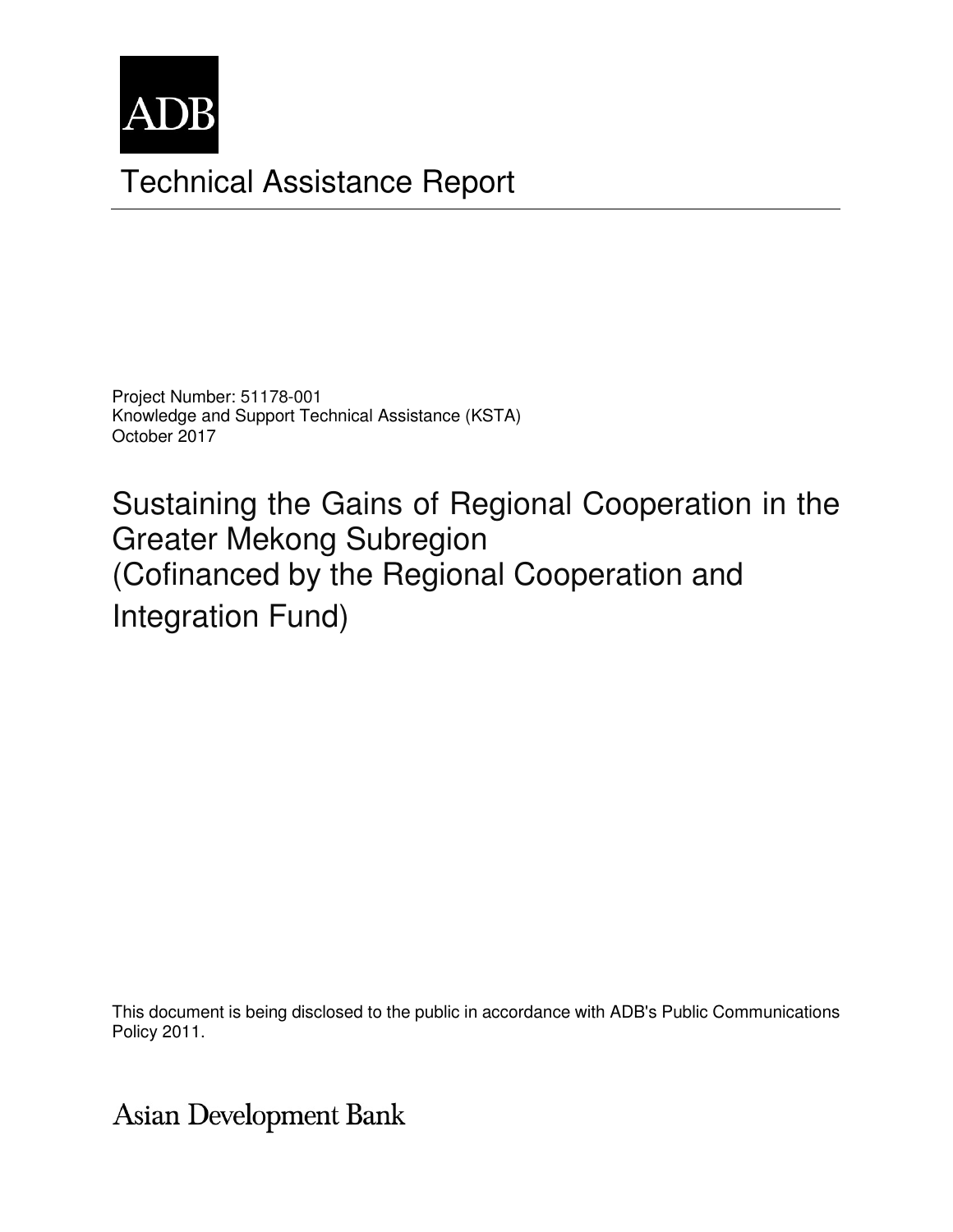ADB

# Technical Assistance Report

Project Number: 51178-001
Knowledge and Support Technical Assistance (KSTA)
October 2017

## Sustaining the Gains of Regional Cooperation in the Greater Mekong Subregion (Cofinanced by the Regional Cooperation and Integration Fund)

This document is being disclosed to the public in accordance with ADB's Public Communications Policy 2011.

Asian Development Bank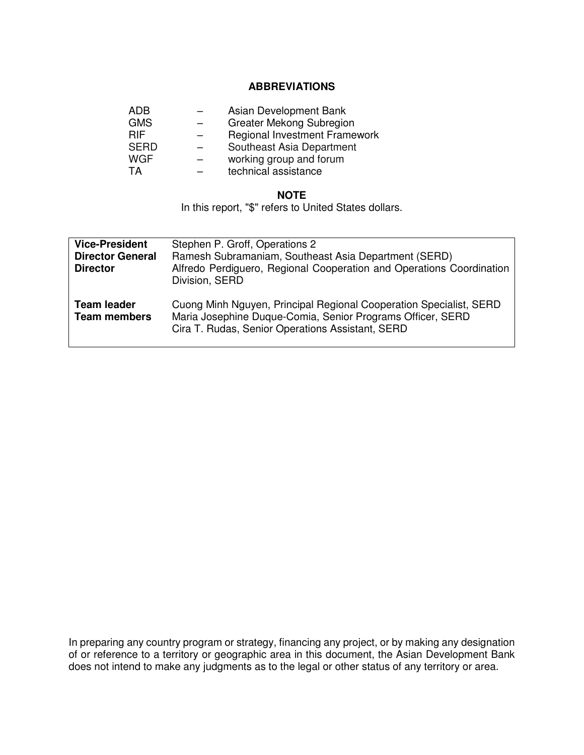## ABBREVIATIONS

| | | |
|---|---|---|
| ADB | – | Asian Development Bank |
| GMS | – | Greater Mekong Subregion |
| RIF | – | Regional Investment Framework |
| SERD | – | Southeast Asia Department |
| WGF | – | working group and forum |
| TA | – | technical assistance |

## NOTE

In this report, "$" refers to United States dollars.

| | |
|---|---|
| **Vice-President** | Stephen P. Groff, Operations 2 |
| **Director General** | Ramesh Subramaniam, Southeast Asia Department (SERD) |
| **Director** | Alfredo Perdiguero, Regional Cooperation and Operations Coordination Division, SERD |
| **Team leader** | Cuong Minh Nguyen, Principal Regional Cooperation Specialist, SERD |
| **Team members** | Maria Josephine Duque-Comia, Senior Programs Officer, SERD |
| | Cira T. Rudas, Senior Operations Assistant, SERD |

In preparing any country program or strategy, financing any project, or by making any designation of or reference to a territory or geographic area in this document, the Asian Development Bank does not intend to make any judgments as to the legal or other status of any territory or area.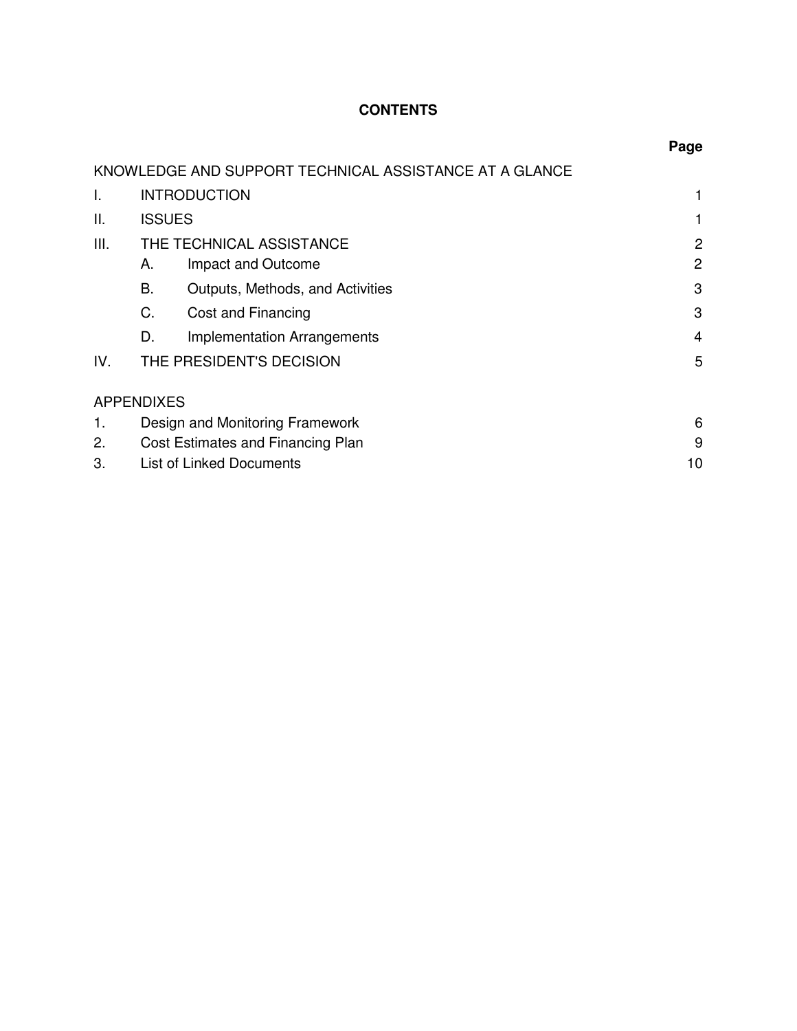# CONTENTS

| | | | Page |
|---|---|---|---|
| KNOWLEDGE AND SUPPORT TECHNICAL ASSISTANCE AT A GLANCE | | | |
| I. | INTRODUCTION | | 1 |
| II. | ISSUES | | 1 |
| III. | THE TECHNICAL ASSISTANCE | | 2 |
| | A. | Impact and Outcome | 2 |
| | B. | Outputs, Methods, and Activities | 3 |
| | C. | Cost and Financing | 3 |
| | D. | Implementation Arrangements | 4 |
| IV. | THE PRESIDENT'S DECISION | | 5 |
| APPENDIXES | | | |
| 1. | Design and Monitoring Framework | | 6 |
| 2. | Cost Estimates and Financing Plan | | 9 |
| 3. | List of Linked Documents | | 10 |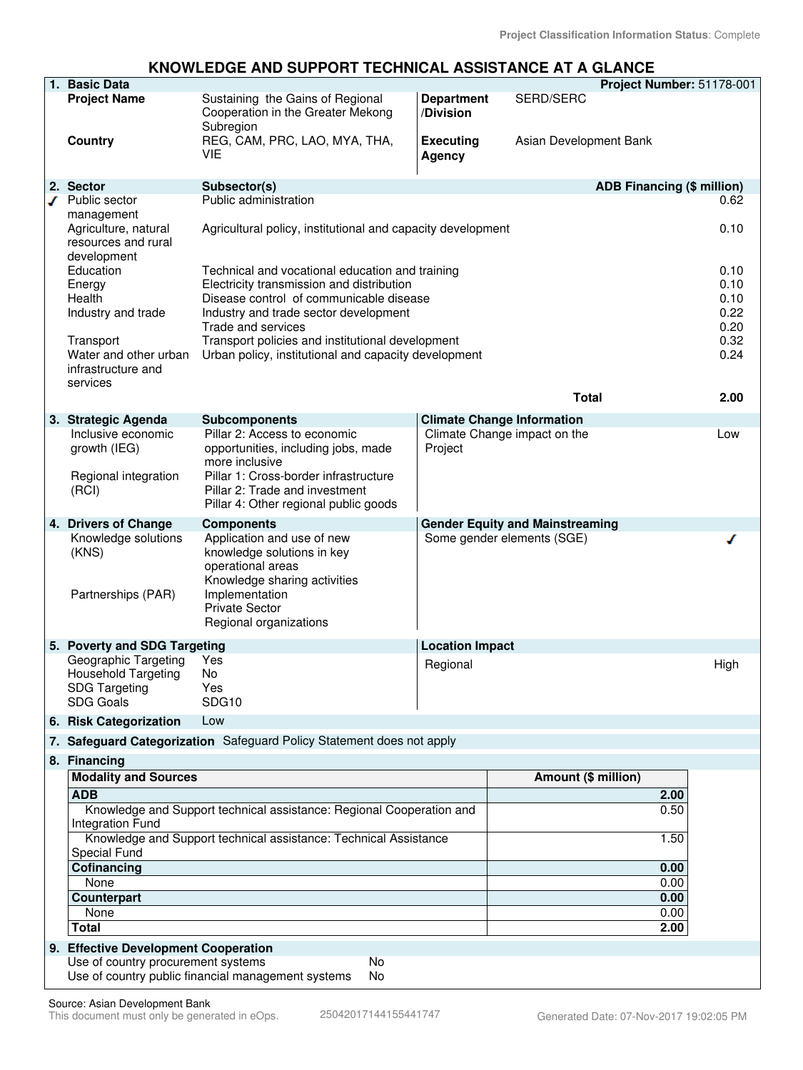Project Classification Information Status: Complete

# KNOWLEDGE AND SUPPORT TECHNICAL ASSISTANCE AT A GLANCE

| 1. Basic Data | | | Project Number: 51178-001 |
|---|---|---|---|
| Project Name | Sustaining the Gains of Regional Cooperation in the Greater Mekong Subregion | Department /Division | SERD/SERC |
| Country | REG, CAM, PRC, LAO, MYA, THA, VIE | Executing Agency | Asian Development Bank |

| 2. Sector | Subsector(s) | ADB Financing ($ million) |
|---|---|---|
| ✓ Public sector management | Public administration | 0.62 |
| Agriculture, natural resources and rural development | Agricultural policy, institutional and capacity development | 0.10 |
| Education | Technical and vocational education and training | 0.10 |
| Energy | Electricity transmission and distribution | 0.10 |
| Health | Disease control of communicable disease | 0.10 |
| Industry and trade | Industry and trade sector development | 0.22 |
| | Trade and services | 0.20 |
| Transport | Transport policies and institutional development | 0.32 |
| Water and other urban infrastructure and services | Urban policy, institutional and capacity development | 0.24 |
| | **Total** | **2.00** |

| 3. Strategic Agenda | Subcomponents | Climate Change Information | |
|---|---|---|---|
| Inclusive economic growth (IEG) | Pillar 2: Access to economic opportunities, including jobs, made more inclusive | Climate Change impact on the Project | Low |
| Regional integration (RCI) | Pillar 1: Cross-border infrastructure<br>Pillar 2: Trade and investment<br>Pillar 4: Other regional public goods | | |

| 4. Drivers of Change | Components | Gender Equity and Mainstreaming | |
|---|---|---|---|
| Knowledge solutions (KNS) | Application and use of new knowledge solutions in key operational areas<br>Knowledge sharing activities | Some gender elements (SGE) | ✓ |
| Partnerships (PAR) | Implementation<br>Private Sector<br>Regional organizations | | |

| 5. Poverty and SDG Targeting | | Location Impact | |
|---|---|---|---|
| Geographic Targeting | Yes | Regional | High |
| Household Targeting | No | | |
| SDG Targeting | Yes | | |
| SDG Goals | SDG10 | | |

**6. Risk Categorization** Low

**7. Safeguard Categorization** Safeguard Policy Statement does not apply

**8. Financing**

| Modality and Sources | Amount ($ million) |
|---|---|
| **ADB** | **2.00** |
| Knowledge and Support technical assistance: Regional Cooperation and Integration Fund | 0.50 |
| Knowledge and Support technical assistance: Technical Assistance Special Fund | 1.50 |
| **Cofinancing** | **0.00** |
| None | 0.00 |
| **Counterpart** | **0.00** |
| None | 0.00 |
| **Total** | **2.00** |

**9. Effective Development Cooperation**

| | |
|---|---|
| Use of country procurement systems | No |
| Use of country public financial management systems | No |

Source: Asian Development Bank
This document must only be generated in eOps. 25042017144155441747 Generated Date: 07-Nov-2017 19:02:05 PM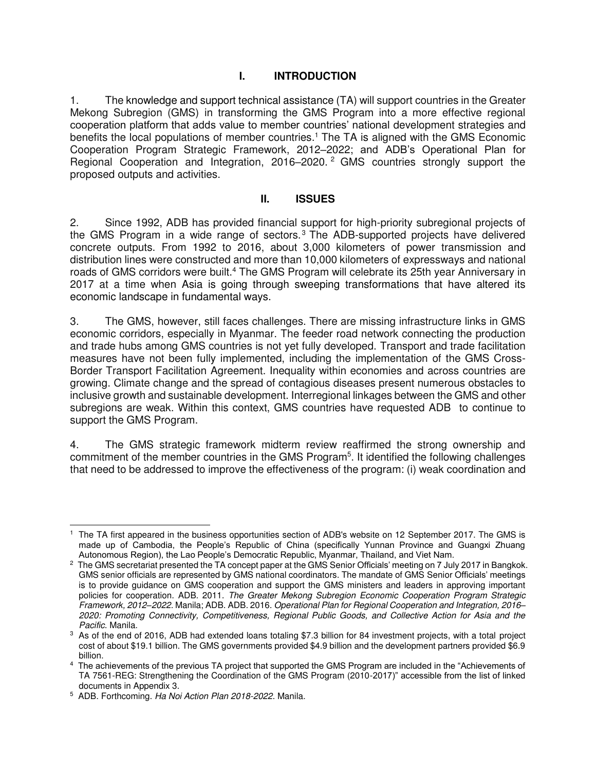## I. INTRODUCTION

1. The knowledge and support technical assistance (TA) will support countries in the Greater Mekong Subregion (GMS) in transforming the GMS Program into a more effective regional cooperation platform that adds value to member countries' national development strategies and benefits the local populations of member countries.[1] The TA is aligned with the GMS Economic Cooperation Program Strategic Framework, 2012–2022; and ADB's Operational Plan for Regional Cooperation and Integration, 2016–2020.[2] GMS countries strongly support the proposed outputs and activities.

## II. ISSUES

2. Since 1992, ADB has provided financial support for high-priority subregional projects of the GMS Program in a wide range of sectors.[3] The ADB-supported projects have delivered concrete outputs. From 1992 to 2016, about 3,000 kilometers of power transmission and distribution lines were constructed and more than 10,000 kilometers of expressways and national roads of GMS corridors were built.[4] The GMS Program will celebrate its 25th year Anniversary in 2017 at a time when Asia is going through sweeping transformations that have altered its economic landscape in fundamental ways.

3. The GMS, however, still faces challenges. There are missing infrastructure links in GMS economic corridors, especially in Myanmar. The feeder road network connecting the production and trade hubs among GMS countries is not yet fully developed. Transport and trade facilitation measures have not been fully implemented, including the implementation of the GMS Cross-Border Transport Facilitation Agreement. Inequality within economies and across countries are growing. Climate change and the spread of contagious diseases present numerous obstacles to inclusive growth and sustainable development. Interregional linkages between the GMS and other subregions are weak. Within this context, GMS countries have requested ADB to continue to support the GMS Program.

4. The GMS strategic framework midterm review reaffirmed the strong ownership and commitment of the member countries in the GMS Program[5]. It identified the following challenges that need to be addressed to improve the effectiveness of the program: (i) weak coordination and

---

[1] The TA first appeared in the business opportunities section of ADB's website on 12 September 2017. The GMS is made up of Cambodia, the People's Republic of China (specifically Yunnan Province and Guangxi Zhuang Autonomous Region), the Lao People's Democratic Republic, Myanmar, Thailand, and Viet Nam.

[2] The GMS secretariat presented the TA concept paper at the GMS Senior Officials' meeting on 7 July 2017 in Bangkok. GMS senior officials are represented by GMS national coordinators. The mandate of GMS Senior Officials' meetings is to provide guidance on GMS cooperation and support the GMS ministers and leaders in approving important policies for cooperation. ADB. 2011. *The Greater Mekong Subregion Economic Cooperation Program Strategic Framework, 2012–2022.* Manila; ADB. ADB. 2016. *Operational Plan for Regional Cooperation and Integration, 2016–2020: Promoting Connectivity, Competitiveness, Regional Public Goods, and Collective Action for Asia and the Pacific.* Manila.

[3] As of the end of 2016, ADB had extended loans totaling $7.3 billion for 84 investment projects, with a total project cost of about $19.1 billion. The GMS governments provided $4.9 billion and the development partners provided $6.9 billion.

[4] The achievements of the previous TA project that supported the GMS Program are included in the "Achievements of TA 7561-REG: Strengthening the Coordination of the GMS Program (2010-2017)" accessible from the list of linked documents in Appendix 3.

[5] ADB. Forthcoming. *Ha Noi Action Plan 2018-2022.* Manila.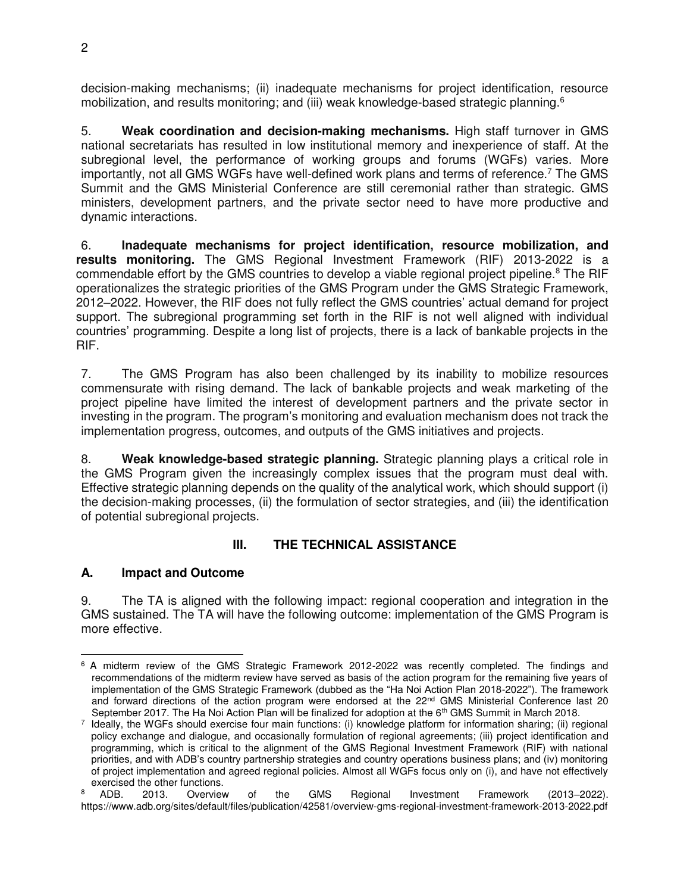decision-making mechanisms; (ii) inadequate mechanisms for project identification, resource mobilization, and results monitoring; and (iii) weak knowledge-based strategic planning.[6]

5. **Weak coordination and decision-making mechanisms.** High staff turnover in GMS national secretariats has resulted in low institutional memory and inexperience of staff. At the subregional level, the performance of working groups and forums (WGFs) varies. More importantly, not all GMS WGFs have well-defined work plans and terms of reference.[7] The GMS Summit and the GMS Ministerial Conference are still ceremonial rather than strategic. GMS ministers, development partners, and the private sector need to have more productive and dynamic interactions.

6. **Inadequate mechanisms for project identification, resource mobilization, and results monitoring.** The GMS Regional Investment Framework (RIF) 2013-2022 is a commendable effort by the GMS countries to develop a viable regional project pipeline.[8] The RIF operationalizes the strategic priorities of the GMS Program under the GMS Strategic Framework, 2012–2022. However, the RIF does not fully reflect the GMS countries' actual demand for project support. The subregional programming set forth in the RIF is not well aligned with individual countries' programming. Despite a long list of projects, there is a lack of bankable projects in the RIF.

7. The GMS Program has also been challenged by its inability to mobilize resources commensurate with rising demand. The lack of bankable projects and weak marketing of the project pipeline have limited the interest of development partners and the private sector in investing in the program. The program's monitoring and evaluation mechanism does not track the implementation progress, outcomes, and outputs of the GMS initiatives and projects.

8. **Weak knowledge-based strategic planning.** Strategic planning plays a critical role in the GMS Program given the increasingly complex issues that the program must deal with. Effective strategic planning depends on the quality of the analytical work, which should support (i) the decision-making processes, (ii) the formulation of sector strategies, and (iii) the identification of potential subregional projects.

## III. THE TECHNICAL ASSISTANCE

### A. Impact and Outcome

9. The TA is aligned with the following impact: regional cooperation and integration in the GMS sustained. The TA will have the following outcome: implementation of the GMS Program is more effective.

---

[6] A midterm review of the GMS Strategic Framework 2012-2022 was recently completed. The findings and recommendations of the midterm review have served as basis of the action program for the remaining five years of implementation of the GMS Strategic Framework (dubbed as the "Ha Noi Action Plan 2018-2022"). The framework and forward directions of the action program were endorsed at the 22nd GMS Ministerial Conference last 20 September 2017. The Ha Noi Action Plan will be finalized for adoption at the 6th GMS Summit in March 2018.

[7] Ideally, the WGFs should exercise four main functions: (i) knowledge platform for information sharing; (ii) regional policy exchange and dialogue, and occasionally formulation of regional agreements; (iii) project identification and programming, which is critical to the alignment of the GMS Regional Investment Framework (RIF) with national priorities, and with ADB's country partnership strategies and country operations business plans; and (iv) monitoring of project implementation and agreed regional policies. Almost all WGFs focus only on (i), and have not effectively exercised the other functions.

[8] ADB. 2013. Overview of the GMS Regional Investment Framework (2013–2022). https://www.adb.org/sites/default/files/publication/42581/overview-gms-regional-investment-framework-2013-2022.pdf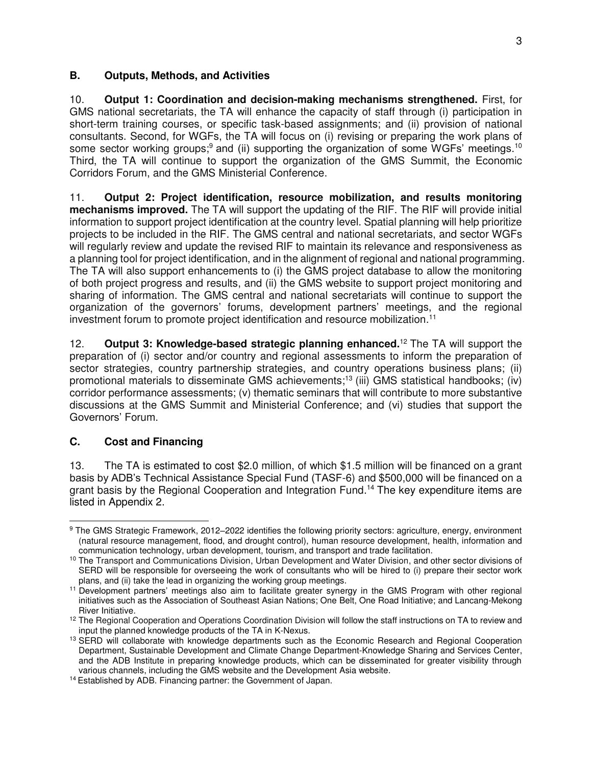### B. Outputs, Methods, and Activities

10. **Output 1: Coordination and decision-making mechanisms strengthened.** First, for GMS national secretariats, the TA will enhance the capacity of staff through (i) participation in short-term training courses, or specific task-based assignments; and (ii) provision of national consultants. Second, for WGFs, the TA will focus on (i) revising or preparing the work plans of some sector working groups;[9] and (ii) supporting the organization of some WGFs' meetings.[10] Third, the TA will continue to support the organization of the GMS Summit, the Economic Corridors Forum, and the GMS Ministerial Conference.

11. **Output 2: Project identification, resource mobilization, and results monitoring mechanisms improved.** The TA will support the updating of the RIF. The RIF will provide initial information to support project identification at the country level. Spatial planning will help prioritize projects to be included in the RIF. The GMS central and national secretariats, and sector WGFs will regularly review and update the revised RIF to maintain its relevance and responsiveness as a planning tool for project identification, and in the alignment of regional and national programming. The TA will also support enhancements to (i) the GMS project database to allow the monitoring of both project progress and results, and (ii) the GMS website to support project monitoring and sharing of information. The GMS central and national secretariats will continue to support the organization of the governors' forums, development partners' meetings, and the regional investment forum to promote project identification and resource mobilization.[11]

12. **Output 3: Knowledge-based strategic planning enhanced.**[12] The TA will support the preparation of (i) sector and/or country and regional assessments to inform the preparation of sector strategies, country partnership strategies, and country operations business plans; (ii) promotional materials to disseminate GMS achievements;[13] (iii) GMS statistical handbooks; (iv) corridor performance assessments; (v) thematic seminars that will contribute to more substantive discussions at the GMS Summit and Ministerial Conference; and (vi) studies that support the Governors' Forum.

### C. Cost and Financing

13. The TA is estimated to cost $2.0 million, of which $1.5 million will be financed on a grant basis by ADB's Technical Assistance Special Fund (TASF-6) and $500,000 will be financed on a grant basis by the Regional Cooperation and Integration Fund.[14] The key expenditure items are listed in Appendix 2.

---

[9] The GMS Strategic Framework, 2012–2022 identifies the following priority sectors: agriculture, energy, environment (natural resource management, flood, and drought control), human resource development, health, information and communication technology, urban development, tourism, and transport and trade facilitation.

[10] The Transport and Communications Division, Urban Development and Water Division, and other sector divisions of SERD will be responsible for overseeing the work of consultants who will be hired to (i) prepare their sector work plans, and (ii) take the lead in organizing the working group meetings.

[11] Development partners' meetings also aim to facilitate greater synergy in the GMS Program with other regional initiatives such as the Association of Southeast Asian Nations; One Belt, One Road Initiative; and Lancang-Mekong River Initiative.

[12] The Regional Cooperation and Operations Coordination Division will follow the staff instructions on TA to review and input the planned knowledge products of the TA in K-Nexus.

[13] SERD will collaborate with knowledge departments such as the Economic Research and Regional Cooperation Department, Sustainable Development and Climate Change Department-Knowledge Sharing and Services Center, and the ADB Institute in preparing knowledge products, which can be disseminated for greater visibility through various channels, including the GMS website and the Development Asia website.

[14] Established by ADB. Financing partner: the Government of Japan.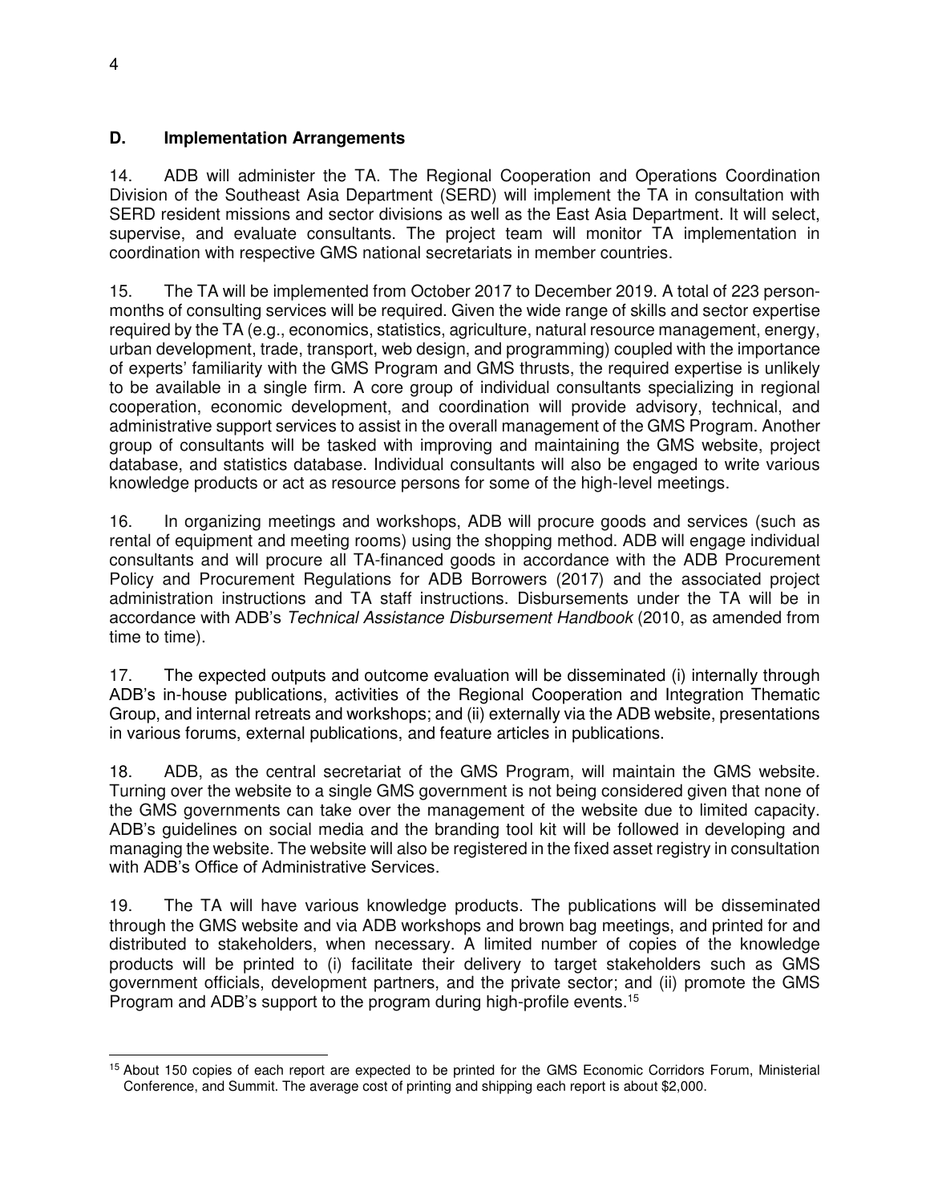## D. Implementation Arrangements

14. ADB will administer the TA. The Regional Cooperation and Operations Coordination Division of the Southeast Asia Department (SERD) will implement the TA in consultation with SERD resident missions and sector divisions as well as the East Asia Department. It will select, supervise, and evaluate consultants. The project team will monitor TA implementation in coordination with respective GMS national secretariats in member countries.

15. The TA will be implemented from October 2017 to December 2019. A total of 223 person-months of consulting services will be required. Given the wide range of skills and sector expertise required by the TA (e.g., economics, statistics, agriculture, natural resource management, energy, urban development, trade, transport, web design, and programming) coupled with the importance of experts' familiarity with the GMS Program and GMS thrusts, the required expertise is unlikely to be available in a single firm. A core group of individual consultants specializing in regional cooperation, economic development, and coordination will provide advisory, technical, and administrative support services to assist in the overall management of the GMS Program. Another group of consultants will be tasked with improving and maintaining the GMS website, project database, and statistics database. Individual consultants will also be engaged to write various knowledge products or act as resource persons for some of the high-level meetings.

16. In organizing meetings and workshops, ADB will procure goods and services (such as rental of equipment and meeting rooms) using the shopping method. ADB will engage individual consultants and will procure all TA-financed goods in accordance with the ADB Procurement Policy and Procurement Regulations for ADB Borrowers (2017) and the associated project administration instructions and TA staff instructions. Disbursements under the TA will be in accordance with ADB's *Technical Assistance Disbursement Handbook* (2010, as amended from time to time).

17. The expected outputs and outcome evaluation will be disseminated (i) internally through ADB's in-house publications, activities of the Regional Cooperation and Integration Thematic Group, and internal retreats and workshops; and (ii) externally via the ADB website, presentations in various forums, external publications, and feature articles in publications.

18. ADB, as the central secretariat of the GMS Program, will maintain the GMS website. Turning over the website to a single GMS government is not being considered given that none of the GMS governments can take over the management of the website due to limited capacity. ADB's guidelines on social media and the branding tool kit will be followed in developing and managing the website. The website will also be registered in the fixed asset registry in consultation with ADB's Office of Administrative Services.

19. The TA will have various knowledge products. The publications will be disseminated through the GMS website and via ADB workshops and brown bag meetings, and printed for and distributed to stakeholders, when necessary. A limited number of copies of the knowledge products will be printed to (i) facilitate their delivery to target stakeholders such as GMS government officials, development partners, and the private sector; and (ii) promote the GMS Program and ADB's support to the program during high-profile events.[15]

---

[15] About 150 copies of each report are expected to be printed for the GMS Economic Corridors Forum, Ministerial Conference, and Summit. The average cost of printing and shipping each report is about $2,000.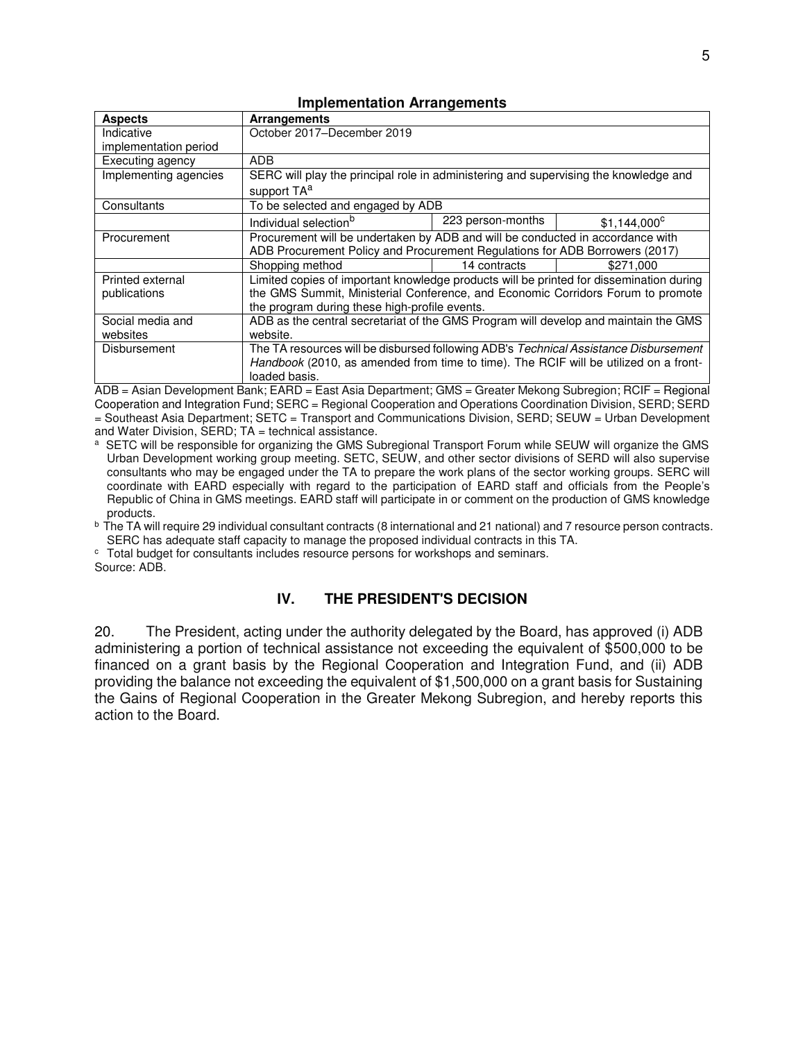**Implementation Arrangements**

| Aspects | Arrangements | | |
|---|---|---|---|
| Indicative implementation period | October 2017–December 2019 | | |
| Executing agency | ADB | | |
| Implementing agencies | SERC will play the principal role in administering and supervising the knowledge and support TA[a] | | |
| Consultants | To be selected and engaged by ADB | | |
| | Individual selection[b] | 223 person-months | $1,144,000[c] |
| Procurement | Procurement will be undertaken by ADB and will be conducted in accordance with ADB Procurement Policy and Procurement Regulations for ADB Borrowers (2017) | | |
| | Shopping method | 14 contracts | $271,000 |
| Printed external publications | Limited copies of important knowledge products will be printed for dissemination during the GMS Summit, Ministerial Conference, and Economic Corridors Forum to promote the program during these high-profile events. | | |
| Social media and websites | ADB as the central secretariat of the GMS Program will develop and maintain the GMS website. | | |
| Disbursement | The TA resources will be disbursed following ADB's *Technical Assistance Disbursement Handbook* (2010, as amended from time to time). The RCIF will be utilized on a front-loaded basis. | | |

ADB = Asian Development Bank; EARD = East Asia Department; GMS = Greater Mekong Subregion; RCIF = Regional Cooperation and Integration Fund; SERC = Regional Cooperation and Operations Coordination Division, SERD; SERD = Southeast Asia Department; SETC = Transport and Communications Division, SERD; SEUW = Urban Development and Water Division, SERD; TA = technical assistance.

[a] SETC will be responsible for organizing the GMS Subregional Transport Forum while SEUW will organize the GMS Urban Development working group meeting. SETC, SEUW, and other sector divisions of SERD will also supervise consultants who may be engaged under the TA to prepare the work plans of the sector working groups. SERC will coordinate with EARD especially with regard to the participation of EARD staff and officials from the People's Republic of China in GMS meetings. EARD staff will participate in or comment on the production of GMS knowledge products.

[b] The TA will require 29 individual consultant contracts (8 international and 21 national) and 7 resource person contracts. SERC has adequate staff capacity to manage the proposed individual contracts in this TA.

[c] Total budget for consultants includes resource persons for workshops and seminars.

Source: ADB.

## IV. THE PRESIDENT'S DECISION

20. The President, acting under the authority delegated by the Board, has approved (i) ADB administering a portion of technical assistance not exceeding the equivalent of $500,000 to be financed on a grant basis by the Regional Cooperation and Integration Fund, and (ii) ADB providing the balance not exceeding the equivalent of $1,500,000 on a grant basis for Sustaining the Gains of Regional Cooperation in the Greater Mekong Subregion, and hereby reports this action to the Board.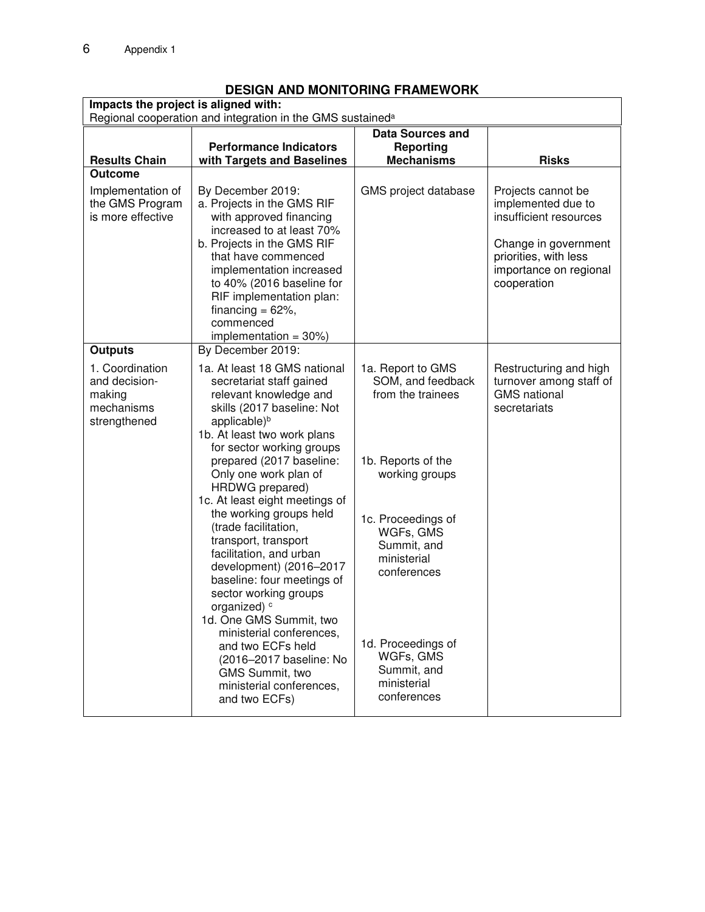## DESIGN AND MONITORING FRAMEWORK

**Impacts the project is aligned with:**
Regional cooperation and integration in the GMS sustained[a]

| Results Chain | Performance Indicators with Targets and Baselines | Data Sources and Reporting Mechanisms | Risks |
|---|---|---|---|
| **Outcome** | | | |
| Implementation of the GMS Program is more effective | By December 2019:<br>a. Projects in the GMS RIF with approved financing increased to at least 70%<br>b. Projects in the GMS RIF that have commenced implementation increased to 40% (2016 baseline for RIF implementation plan: financing = 62%, commenced implementation = 30%) | GMS project database | Projects cannot be implemented due to insufficient resources<br><br>Change in government priorities, with less importance on regional cooperation |
| **Outputs** | By December 2019: | | |
| 1. Coordination and decision-making mechanisms strengthened | 1a. At least 18 GMS national secretariat staff gained relevant knowledge and skills (2017 baseline: Not applicable)[b] | 1a. Report to GMS SOM, and feedback from the trainees | Restructuring and high turnover among staff of GMS national secretariats |
| | 1b. At least two work plans for sector working groups prepared (2017 baseline: Only one work plan of HRDWG prepared) | 1b. Reports of the working groups | |
| | 1c. At least eight meetings of the working groups held (trade facilitation, transport, transport facilitation, and urban development) (2016–2017 baseline: four meetings of sector working groups organized) [c] | 1c. Proceedings of WGFs, GMS Summit, and ministerial conferences | |
| | 1d. One GMS Summit, two ministerial conferences, and two ECFs held (2016–2017 baseline: No GMS Summit, two ministerial conferences, and two ECFs) | 1d. Proceedings of WGFs, GMS Summit, and ministerial conferences | |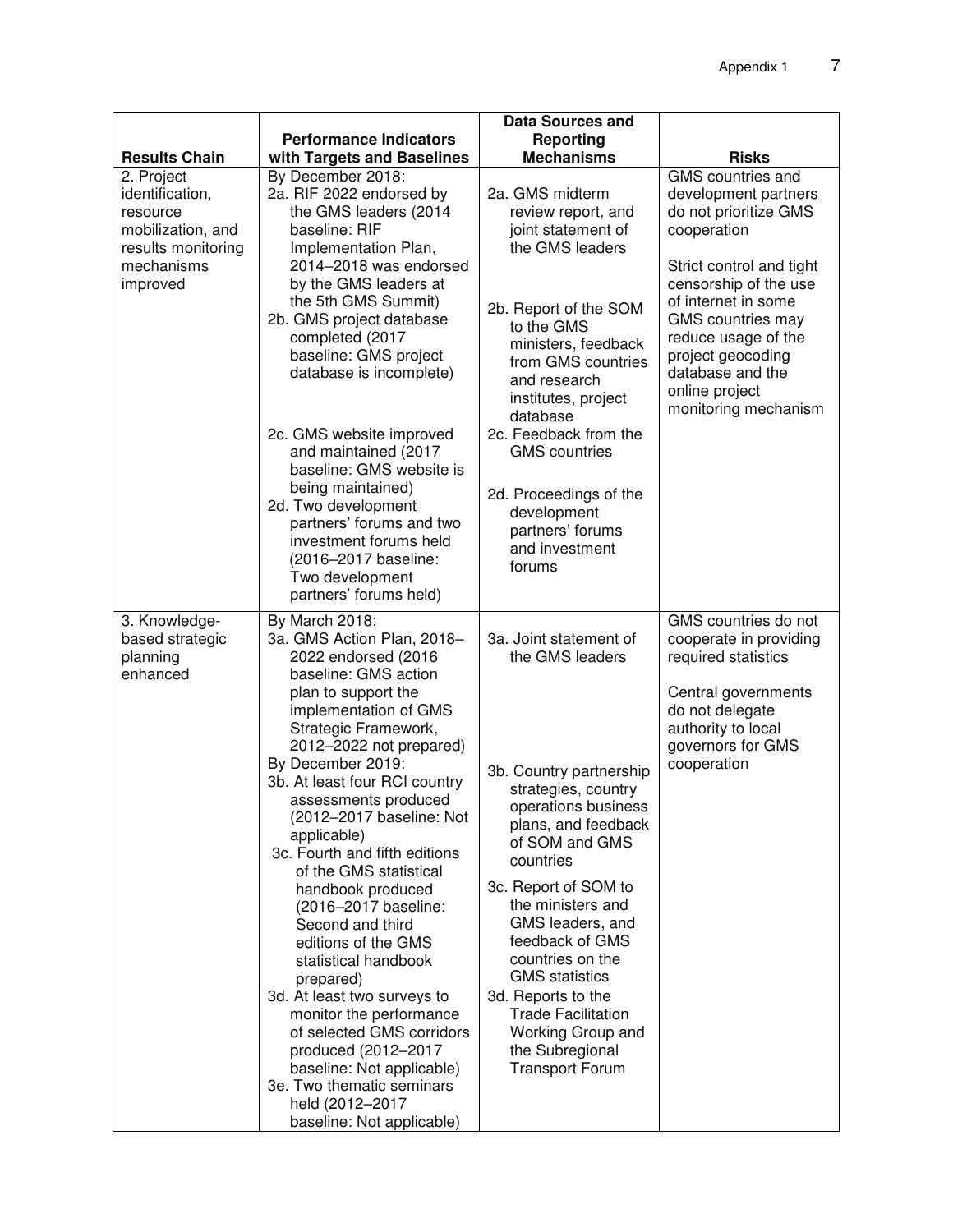| Results Chain | Performance Indicators with Targets and Baselines | Data Sources and Reporting Mechanisms | Risks |
|---|---|---|---|
| 2. Project identification, resource mobilization, and results monitoring mechanisms improved | By December 2018:<br>2a. RIF 2022 endorsed by the GMS leaders (2014 baseline: RIF Implementation Plan, 2014–2018 was endorsed by the GMS leaders at the 5th GMS Summit)<br>2b. GMS project database completed (2017 baseline: GMS project database is incomplete)<br>2c. GMS website improved and maintained (2017 baseline: GMS website is being maintained)<br>2d. Two development partners' forums and two investment forums held (2016–2017 baseline: Two development partners' forums held) | 2a. GMS midterm review report, and joint statement of the GMS leaders<br>2b. Report of the SOM to the GMS ministers, feedback from GMS countries and research institutes, project database<br>2c. Feedback from the GMS countries<br>2d. Proceedings of the development partners' forums and investment forums | GMS countries and development partners do not prioritize GMS cooperation<br><br>Strict control and tight censorship of the use of internet in some GMS countries may reduce usage of the project geocoding database and the online project monitoring mechanism |
| 3. Knowledge-based strategic planning enhanced | By March 2018:<br>3a. GMS Action Plan, 2018–2022 endorsed (2016 baseline: GMS action plan to support the implementation of GMS Strategic Framework, 2012–2022 not prepared)<br>By December 2019:<br>3b. At least four RCI country assessments produced (2012–2017 baseline: Not applicable)<br>3c. Fourth and fifth editions of the GMS statistical handbook produced (2016–2017 baseline: Second and third editions of the GMS statistical handbook prepared)<br>3d. At least two surveys to monitor the performance of selected GMS corridors produced (2012–2017 baseline: Not applicable)<br>3e. Two thematic seminars held (2012–2017 baseline: Not applicable) | 3a. Joint statement of the GMS leaders<br>3b. Country partnership strategies, country operations business plans, and feedback of SOM and GMS countries<br>3c. Report of SOM to the ministers and GMS leaders, and feedback of GMS countries on the GMS statistics<br>3d. Reports to the Trade Facilitation Working Group and the Subregional Transport Forum | GMS countries do not cooperate in providing required statistics<br><br>Central governments do not delegate authority to local governors for GMS cooperation |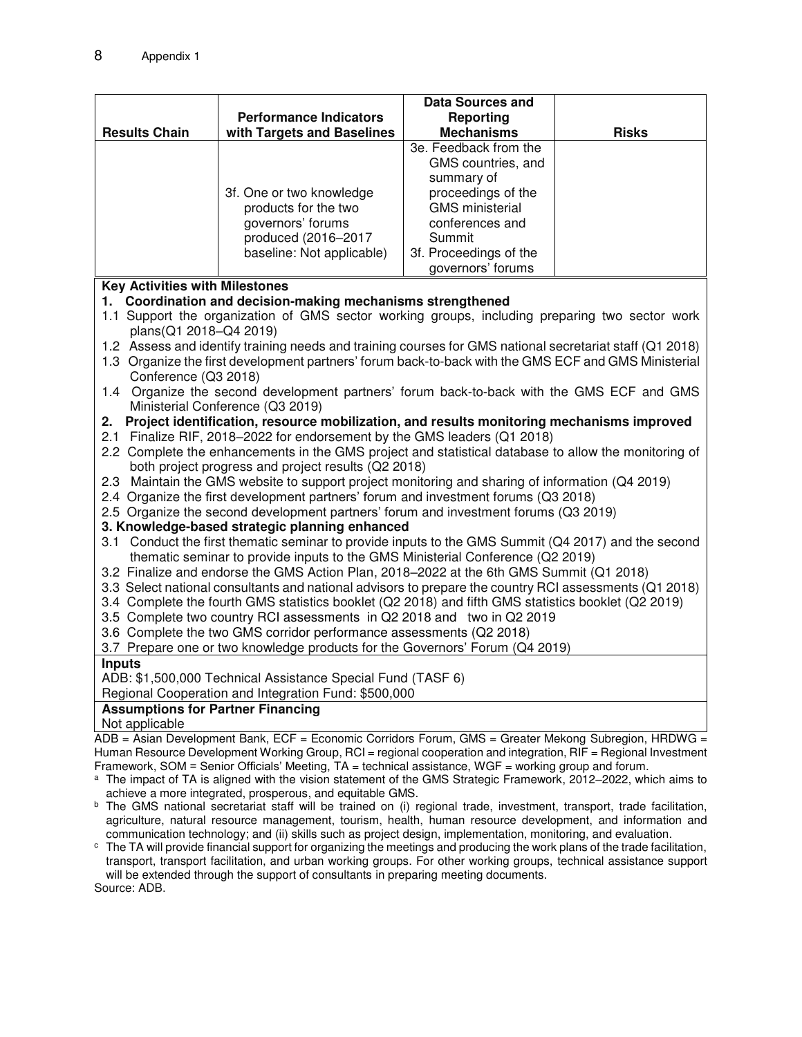| Results Chain | Performance Indicators with Targets and Baselines | Data Sources and Reporting Mechanisms | Risks |
|---|---|---|---|
| | 3f. One or two knowledge products for the two governors' forums produced (2016–2017 baseline: Not applicable) | 3e. Feedback from the GMS countries, and summary of proceedings of the GMS ministerial conferences and Summit<br>3f. Proceedings of the governors' forums | |

**Key Activities with Milestones**

**1. Coordination and decision-making mechanisms strengthened**

1.1 Support the organization of GMS sector working groups, including preparing two sector work plans(Q1 2018–Q4 2019)
1.2 Assess and identify training needs and training courses for GMS national secretariat staff (Q1 2018)
1.3 Organize the first development partners' forum back-to-back with the GMS ECF and GMS Ministerial Conference (Q3 2018)
1.4 Organize the second development partners' forum back-to-back with the GMS ECF and GMS Ministerial Conference (Q3 2019)

**2. Project identification, resource mobilization, and results monitoring mechanisms improved**

2.1 Finalize RIF, 2018–2022 for endorsement by the GMS leaders (Q1 2018)
2.2 Complete the enhancements in the GMS project and statistical database to allow the monitoring of both project progress and project results (Q2 2018)
2.3 Maintain the GMS website to support project monitoring and sharing of information (Q4 2019)
2.4 Organize the first development partners' forum and investment forums (Q3 2018)
2.5 Organize the second development partners' forum and investment forums (Q3 2019)

**3. Knowledge-based strategic planning enhanced**

3.1 Conduct the first thematic seminar to provide inputs to the GMS Summit (Q4 2017) and the second thematic seminar to provide inputs to the GMS Ministerial Conference (Q2 2019)
3.2 Finalize and endorse the GMS Action Plan, 2018–2022 at the 6th GMS Summit (Q1 2018)
3.3 Select national consultants and national advisors to prepare the country RCI assessments (Q1 2018)
3.4 Complete the fourth GMS statistics booklet (Q2 2018) and fifth GMS statistics booklet (Q2 2019)
3.5 Complete two country RCI assessments in Q2 2018 and two in Q2 2019
3.6 Complete the two GMS corridor performance assessments (Q2 2018)
3.7 Prepare one or two knowledge products for the Governors' Forum (Q4 2019)

**Inputs**

ADB: $1,500,000 Technical Assistance Special Fund (TASF 6)

Regional Cooperation and Integration Fund: $500,000

**Assumptions for Partner Financing**

Not applicable

ADB = Asian Development Bank, ECF = Economic Corridors Forum, GMS = Greater Mekong Subregion, HRDWG = Human Resource Development Working Group, RCI = regional cooperation and integration, RIF = Regional Investment Framework, SOM = Senior Officials' Meeting, TA = technical assistance, WGF = working group and forum.

[a] The impact of TA is aligned with the vision statement of the GMS Strategic Framework, 2012–2022, which aims to achieve a more integrated, prosperous, and equitable GMS.

[b] The GMS national secretariat staff will be trained on (i) regional trade, investment, transport, trade facilitation, agriculture, natural resource management, tourism, health, human resource development, and information and communication technology; and (ii) skills such as project design, implementation, monitoring, and evaluation.

[c] The TA will provide financial support for organizing the meetings and producing the work plans of the trade facilitation, transport, transport facilitation, and urban working groups. For other working groups, technical assistance support will be extended through the support of consultants in preparing meeting documents.

Source: ADB.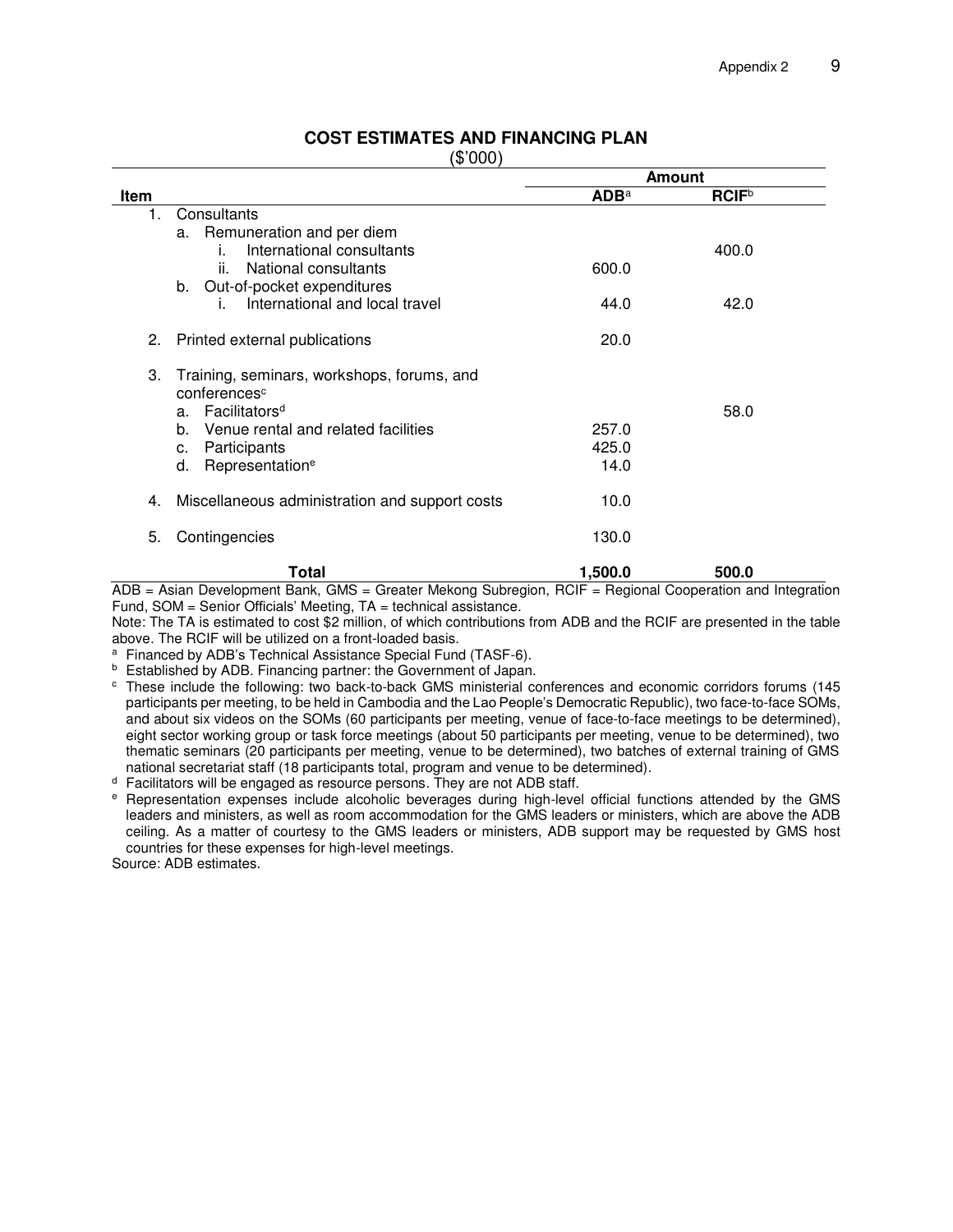## COST ESTIMATES AND FINANCING PLAN

($'000)

| Item | | Amount | |
|---|---|---|---|
| | | ADB[a] | RCIF[b] |
| 1. | Consultants | | |
| | a. Remuneration and per diem | | |
| | i. International consultants | | 400.0 |
| | ii. National consultants | 600.0 | |
| | b. Out-of-pocket expenditures | | |
| | i. International and local travel | 44.0 | 42.0 |
| 2. | Printed external publications | 20.0 | |
| 3. | Training, seminars, workshops, forums, and conferences[c] | | |
| | a. Facilitators[d] | | 58.0 |
| | b. Venue rental and related facilities | 257.0 | |
| | c. Participants | 425.0 | |
| | d. Representation[e] | 14.0 | |
| 4. | Miscellaneous administration and support costs | 10.0 | |
| 5. | Contingencies | 130.0 | |
| | **Total** | **1,500.0** | **500.0** |

ADB = Asian Development Bank, GMS = Greater Mekong Subregion, RCIF = Regional Cooperation and Integration Fund, SOM = Senior Officials' Meeting, TA = technical assistance.

Note: The TA is estimated to cost $2 million, of which contributions from ADB and the RCIF are presented in the table above. The RCIF will be utilized on a front-loaded basis.

[a] Financed by ADB's Technical Assistance Special Fund (TASF-6).

[b] Established by ADB. Financing partner: the Government of Japan.

[c] These include the following: two back-to-back GMS ministerial conferences and economic corridors forums (145 participants per meeting, to be held in Cambodia and the Lao People's Democratic Republic), two face-to-face SOMs, and about six videos on the SOMs (60 participants per meeting, venue of face-to-face meetings to be determined), eight sector working group or task force meetings (about 50 participants per meeting, venue to be determined), two thematic seminars (20 participants per meeting, venue to be determined), two batches of external training of GMS national secretariat staff (18 participants total, program and venue to be determined).

[d] Facilitators will be engaged as resource persons. They are not ADB staff.

[e] Representation expenses include alcoholic beverages during high-level official functions attended by the GMS leaders and ministers, as well as room accommodation for the GMS leaders or ministers, which are above the ADB ceiling. As a matter of courtesy to the GMS leaders or ministers, ADB support may be requested by GMS host countries for these expenses for high-level meetings.

Source: ADB estimates.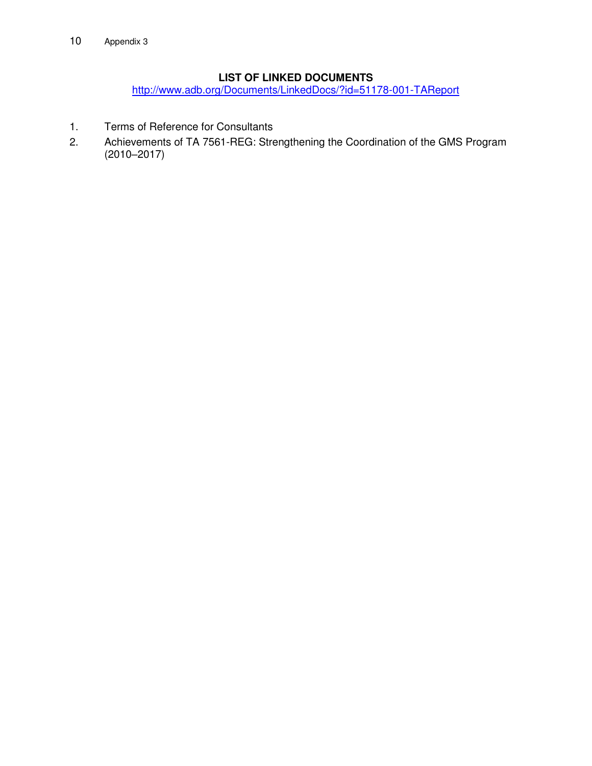## LIST OF LINKED DOCUMENTS

http://www.adb.org/Documents/LinkedDocs/?id=51178-001-TAReport

1. Terms of Reference for Consultants
2. Achievements of TA 7561-REG: Strengthening the Coordination of the GMS Program (2010–2017)